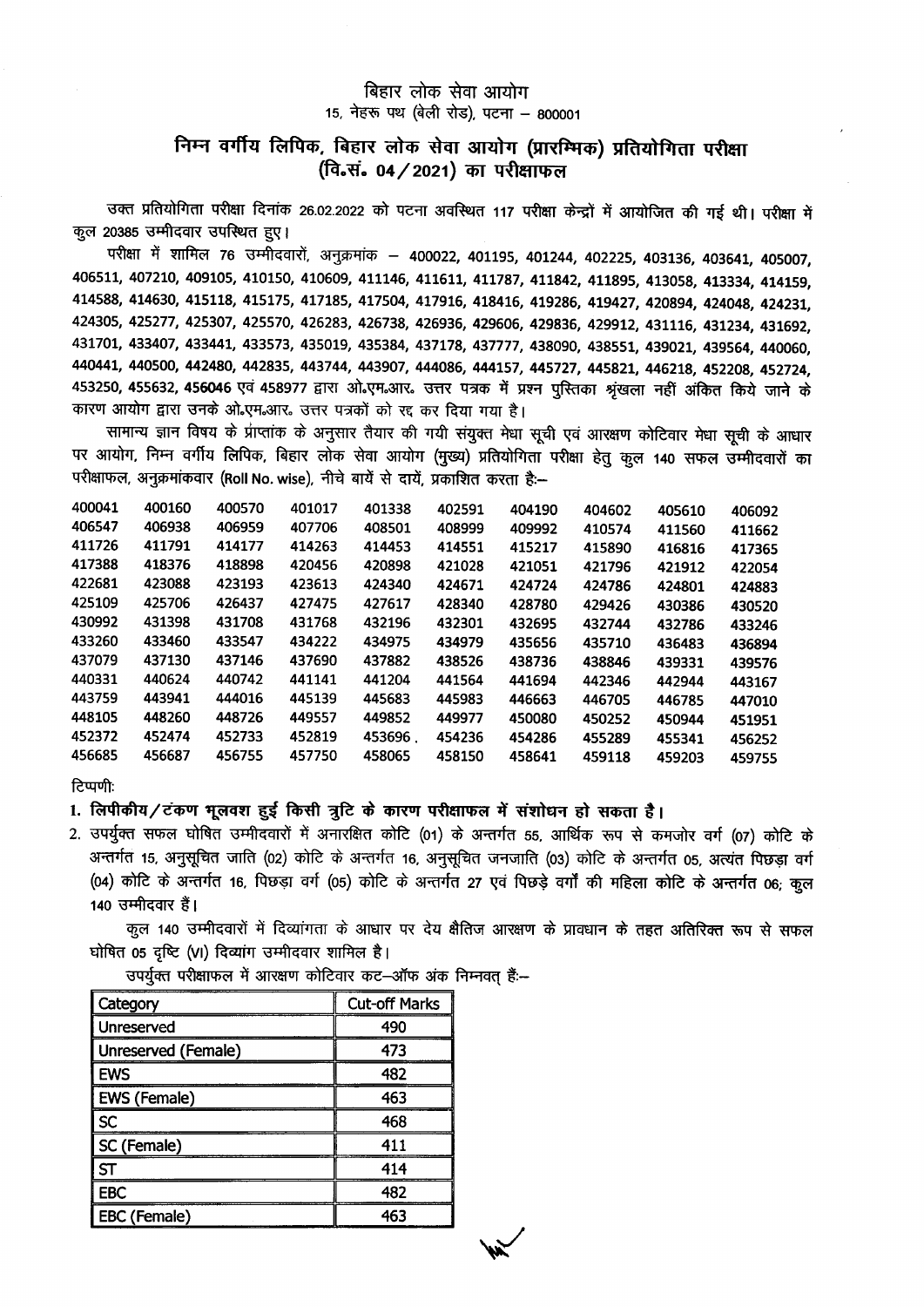बिहार लोक सेवा आयोग

15, नेहरू पथ (बेली रोड), पटना – 800001

## निम्न वर्गीय लिपिक, बिहार लोक सेवा आयोग (प्रारम्भिक) प्रतियोगिता परीक्षा (वि.सं. 04/2021) का परीक्षाफल

उक्त प्रतियोगिता परीक्षा दिनांक 26.02.2022 को पटना अवस्थित 117 परीक्षा केन्द्रों में आयोजित की गई थी। परीक्षा में कुल 20385 उम्मीदवार उपस्थित हुए।

परीक्षा में शामिल 76 उम्मीदवारों, अनुक्रमांक – 400022, 401195, 401244, 402225, 403136, 403641, 405007, 406511, 407210, 409105, 410150, 410609, 411146, 411611, 411787, 411842, 411895, 413058, 413334, 414159, 414588, 414630, 415118, 415175, 417185, 417504, 417916, 418416, 419286, 419427, 420894, 424048, 424231, 424305, 425277, 425307, 425570, 426283, 426738, 426936, 429606, 429836, 429912, 431116, 431234, 431692, 431701, 433407, 433441, 433573, 435019, 435384, 437178, 437777, 438090, 438551, 439021, 439564, 440060, 440441, 440500, 442480, 442835, 443744, 443907, 444086, 444157, 445727, 445821, 446218, 452208, 452724, 453250, 455632, 456046 एवं 458977 द्वारा ओ.एम.आर. उत्तर पत्रक में प्रश्न पुस्तिका श्रृंखला नहीं अंकित किये जाने के कारण आयोग द्वारा उनके ओ.एम.आर. उत्तर पत्रकों को रद्द कर दिया गया है।

सामान्य ज्ञान विषय के प्राप्तांक के अनुसार तैयार की गयी संयुक्त मेधा सूची एवं आरक्षण कोटिवार मेधा सूची के आधार पर आयोग, निम्न वर्गीय लिपिक, बिहार लोक सेवा आयोग (मुख्य) प्रतियोगिता परीक्षा हेतु कुल 140 सफल उम्मीदवारों का परीक्षाफल, अनुक्रमांकवार (Roll No. wise), नीचे बायें से दायें, प्रकाशित करता है:–

| | | | | | | | | | |
|---|---|---|---|---|---|---|---|---|---|
| 400041 | 400160 | 400570 | 401017 | 401338 | 402591 | 404190 | 404602 | 405610 | 406092 |
| 406547 | 406938 | 406959 | 407706 | 408501 | 408999 | 409992 | 410574 | 411560 | 411662 |
| 411726 | 411791 | 414177 | 414263 | 414453 | 414551 | 415217 | 415890 | 416816 | 417365 |
| 417388 | 418376 | 418898 | 420456 | 420898 | 421028 | 421051 | 421796 | 421912 | 422054 |
| 422681 | 423088 | 423193 | 423613 | 424340 | 424671 | 424724 | 424786 | 424801 | 424883 |
| 425109 | 425706 | 426437 | 427475 | 427617 | 428340 | 428780 | 429426 | 430386 | 430520 |
| 430992 | 431398 | 431708 | 431768 | 432196 | 432301 | 432695 | 432744 | 432786 | 433246 |
| 433260 | 433460 | 433547 | 434222 | 434975 | 434979 | 435656 | 435710 | 436483 | 436894 |
| 437079 | 437130 | 437146 | 437690 | 437882 | 438526 | 438736 | 438846 | 439331 | 439576 |
| 440331 | 440624 | 440742 | 441141 | 441204 | 441564 | 441694 | 442346 | 442944 | 443167 |
| 443759 | 443941 | 444016 | 445139 | 445683 | 445983 | 446663 | 446705 | 446785 | 447010 |
| 448105 | 448260 | 448726 | 449557 | 449852 | 449977 | 450080 | 450252 | 450944 | 451951 |
| 452372 | 452474 | 452733 | 452819 | 453696 . | 454236 | 454286 | 455289 | 455341 | 456252 |
| 456685 | 456687 | 456755 | 457750 | 458065 | 458150 | 458641 | 459118 | 459203 | 459755 |

टिप्पणी:

1. **लिपीकीय/टंकण भूलवश हुई किसी त्रुटि के कारण परीक्षाफल में संशोधन हो सकता है।**
2. उपर्युक्त सफल घोषित उम्मीदवारों में अनारक्षित कोटि (01) के अन्तर्गत 55, आर्थिक रूप से कमजोर वर्ग (07) कोटि के अन्तर्गत 15, अनुसूचित जाति (02) कोटि के अन्तर्गत 16, अनुसूचित जनजाति (03) कोटि के अन्तर्गत 05, अत्यंत पिछड़ा वर्ग (04) कोटि के अन्तर्गत 16, पिछड़ा वर्ग (05) कोटि के अन्तर्गत 27 एवं पिछड़े वर्गों की महिला कोटि के अन्तर्गत 06; कुल 140 उम्मीदवार हैं।

कुल 140 उम्मीदवारों में दिव्यांगता के आधार पर देय क्षैतिज आरक्षण के प्रावधान के तहत अतिरिक्त रूप से सफल घोषित 05 दृष्टि (VI) दिव्यांग उम्मीदवार शामिल है।

उपर्युक्त परीक्षाफल में आरक्षण कोटिवार कट–ऑफ अंक निम्नवत् हैं:–

| Category | Cut-off Marks |
|---|---|
| Unreserved | 490 |
| Unreserved (Female) | 473 |
| EWS | 482 |
| EWS (Female) | 463 |
| SC | 468 |
| SC (Female) | 411 |
| ST | 414 |
| EBC | 482 |
| EBC (Female) | 463 |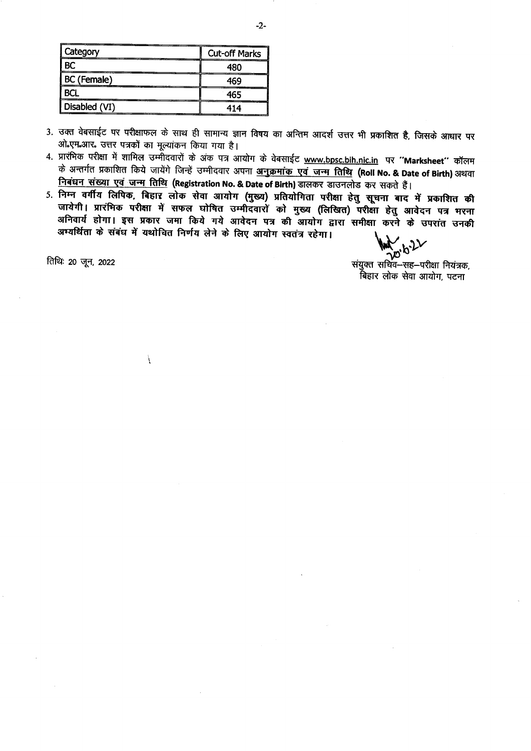| Category | Cut-off Marks |
| --- | --- |
| BC | 480 |
| BC (Female) | 469 |
| BCL | 465 |
| Disabled (VI) | 414 |

3. उक्त वेबसाईट पर परीक्षाफल के साथ ही सामान्य ज्ञान विषय का अन्तिम आदर्श उत्तर भी प्रकाशित है, जिसके आधार पर ओ॰एम॰आर॰ उत्तर पत्रकों का मूल्यांकन किया गया है।
4. प्रारंभिक परीक्षा में शामिल उम्मीदवारों के अंक पत्र आयोग के वेबसाईट www.bpsc.bih.nic.in पर **"Marksheet"** कॉलम के अन्तर्गत प्रकाशित किये जायेंगे जिन्हें उम्मीदवार अपना **अनुक्रमांक एवं जन्म तिथि (Roll No. & Date of Birth)** अथवा **निबंधन संख्या एवं जन्म तिथि (Registration No. & Date of Birth)** डालकर डाउनलोड कर सकते हैं।
5. **निम्न वर्गीय लिपिक, बिहार लोक सेवा आयोग (मुख्य) प्रतियोगिता परीक्षा हेतु सूचना बाद में प्रकाशित की जायेगी। प्रारंभिक परीक्षा में सफल घोषित उम्मीदवारों को मुख्य (लिखित) परीक्षा हेतु आवेदन पत्र भरना अनिवार्य होगा। इस प्रकार जमा किये गये आवेदन पत्र की आयोग द्वारा समीक्षा करने के उपरांत उनकी अभ्यर्थिता के संबंध में यथोचित निर्णय लेने के लिए आयोग स्वतंत्र रहेगा।**

20.6.22

तिथि: 20 जून, 2022

संयुक्त सचिव–सह–परीक्षा नियंत्रक,
बिहार लोक सेवा आयोग, पटना